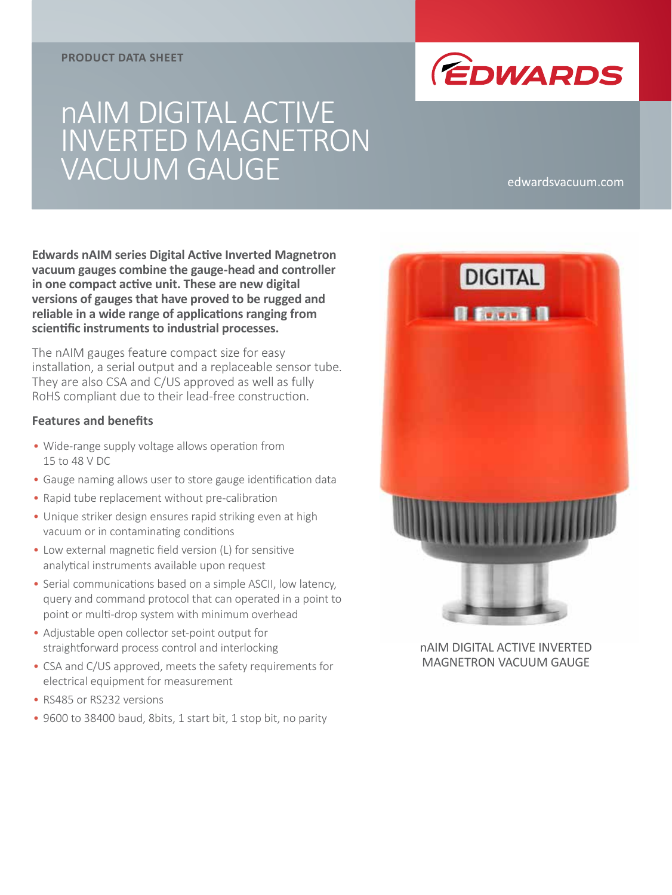PRODUCT DATA SHEET

# nAIM DIGITAL ACTIVE INVERTED MAGNETRON VACUUM GAUGE

edwardsvacuum.com

**Edwards nAIM series Digital Active Inverted Magnetron vacuum gauges combine the gauge-head and controller in one compact active unit. These are new digital versions of gauges that have proved to be rugged and reliable in a wide range of applications ranging from scientific instruments to industrial processes.**

The nAIM gauges feature compact size for easy installation, a serial output and a replaceable sensor tube. They are also CSA and C/US approved as well as fully RoHS compliant due to their lead-free construction.

### Features and benefits

- Wide-range supply voltage allows operation from 15 to 48 V DC
- Gauge naming allows user to store gauge identification data
- Rapid tube replacement without pre-calibration
- Unique striker design ensures rapid striking even at high vacuum or in contaminating conditions
- Low external magnetic field version (L) for sensitive analytical instruments available upon request
- Serial communications based on a simple ASCII, low latency, query and command protocol that can operated in a point to point or multi-drop system with minimum overhead
- Adjustable open collector set-point output for straightforward process control and interlocking
- CSA and C/US approved, meets the safety requirements for electrical equipment for measurement
- RS485 or RS232 versions
- 9600 to 38400 baud, 8bits, 1 start bit, 1 stop bit, no parity

nAIM DIGITAL ACTIVE INVERTED MAGNETRON VACUUM GAUGE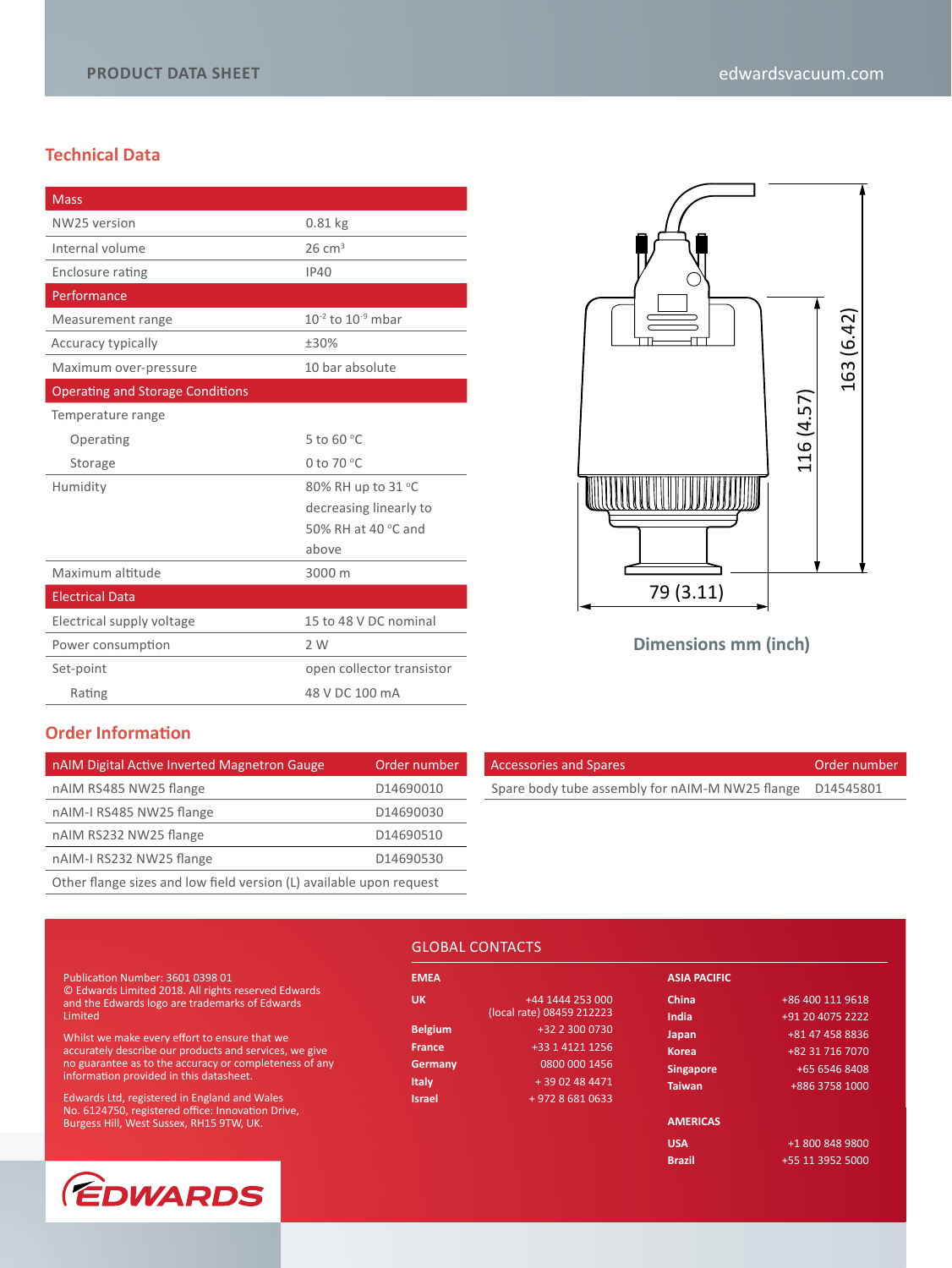## Technical Data

| | |
|---|---|
| **Mass** | |
| NW25 version | 0.81 kg |
| Internal volume | 26 $cm^3$ |
| Enclosure rating | IP40 |
| **Performance** | |
| Measurement range | $10^{-2}$ to $10^{-9}$ mbar |
| Accuracy typically | ±30% |
| Maximum over-pressure | 10 bar absolute |
| **Operating and Storage Conditions** | |
| Temperature range | |
| Operating | 5 to 60 °C |
| Storage | 0 to 70 °C |
| Humidity | 80% RH up to 31 °C decreasing linearly to 50% RH at 40 °C and above |
| Maximum altitude | 3000 m |
| **Electrical Data** | |
| Electrical supply voltage | 15 to 48 V DC nominal |
| Power consumption | 2 W |
| Set-point | open collector transistor |
| Rating | 48 V DC 100 mA |

163 (6.42)
116 (4.57)
79 (3.11)

Dimensions mm (inch)

## Order Information

| nAIM Digital Active Inverted Magnetron Gauge | Order number |
|---|---|
| nAIM RS485 NW25 flange | D14690010 |
| nAIM-I RS485 NW25 flange | D14690030 |
| nAIM RS232 NW25 flange | D14690510 |
| nAIM-I RS232 NW25 flange | D14690530 |
| Other flange sizes and low field version (L) available upon request | |

| Accessories and Spares | Order number |
|---|---|
| Spare body tube assembly for nAIM-M NW25 flange | D14545801 |

Publication Number: 3601 0398 01
© Edwards Limited 2018. All rights reserved Edwards and the Edwards logo are trademarks of Edwards Limited

Whilst we make every effort to ensure that we accurately describe our products and services, we give no guarantee as to the accuracy or completeness of any information provided in this datasheet.

Edwards Ltd, registered in England and Wales No. 6124750, registered office: Innovation Drive, Burgess Hill, West Sussex, RH15 9TW, UK.

### GLOBAL CONTACTS

**EMEA**

| | |
|---|---|
| **UK** | +44 1444 253 000 (local rate) 08459 212223 |
| **Belgium** | +32 2 300 0730 |
| **France** | +33 1 4121 1256 |
| **Germany** | 0800 000 1456 |
| **Italy** | + 39 02 48 4471 |
| **Israel** | + 972 8 681 0633 |

**ASIA PACIFIC**

| | |
|---|---|
| **China** | +86 400 111 9618 |
| **India** | +91 20 4075 2222 |
| **Japan** | +81 47 458 8836 |
| **Korea** | +82 31 716 7070 |
| **Singapore** | +65 6546 8408 |
| **Taiwan** | +886 3758 1000 |

**AMERICAS**

| | |
|---|---|
| **USA** | +1 800 848 9800 |
| **Brazil** | +55 11 3952 5000 |

EDWARDS